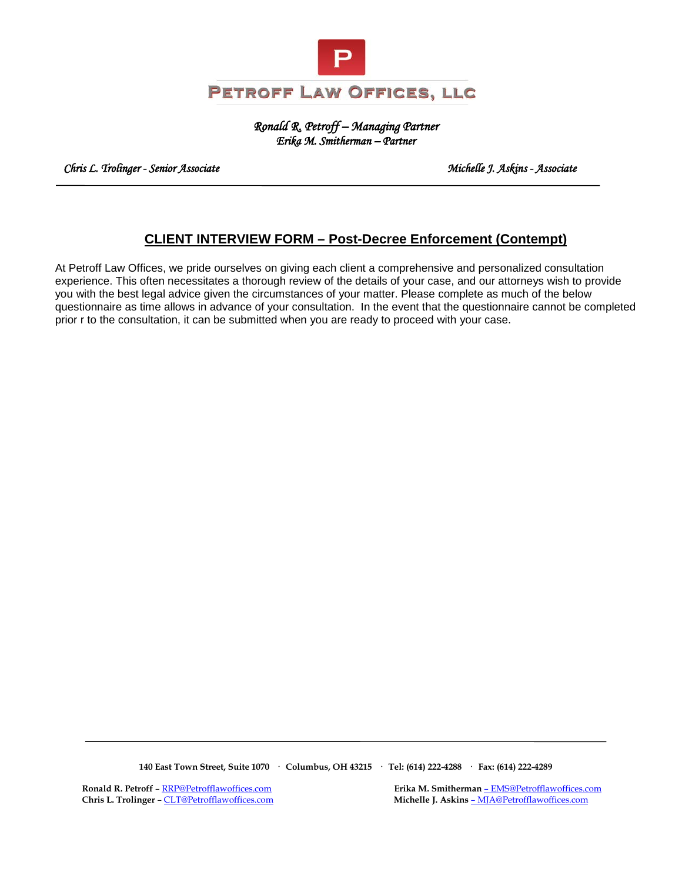# PETROFF LAW OFFICES, LLC

*Ronald R. Petroff – Managing Partner*
*Erika M. Smitherman – Partner*

*Chris L. Trolinger - Senior Associate* *Michelle J. Askins - Associate*

---

## CLIENT INTERVIEW FORM – Post-Decree Enforcement (Contempt)

At Petroff Law Offices, we pride ourselves on giving each client a comprehensive and personalized consultation experience. This often necessitates a thorough review of the details of your case, and our attorneys wish to provide you with the best legal advice given the circumstances of your matter. Please complete as much of the below questionnaire as time allows in advance of your consultation. In the event that the questionnaire cannot be completed prior r to the consultation, it can be submitted when you are ready to proceed with your case.

---

**140 East Town Street, Suite 1070 · Columbus, OH 43215 · Tel: (614) 222-4288 · Fax: (614) 222-4289**

**Ronald R. Petroff** – RRP@Petrofflawoffices.com
**Erika M. Smitherman** – EMS@Petrofflawoffices.com
**Chris L. Trolinger** – CLT@Petrofflawoffices.com
**Michelle J. Askins** – MJA@Petrofflawoffices.com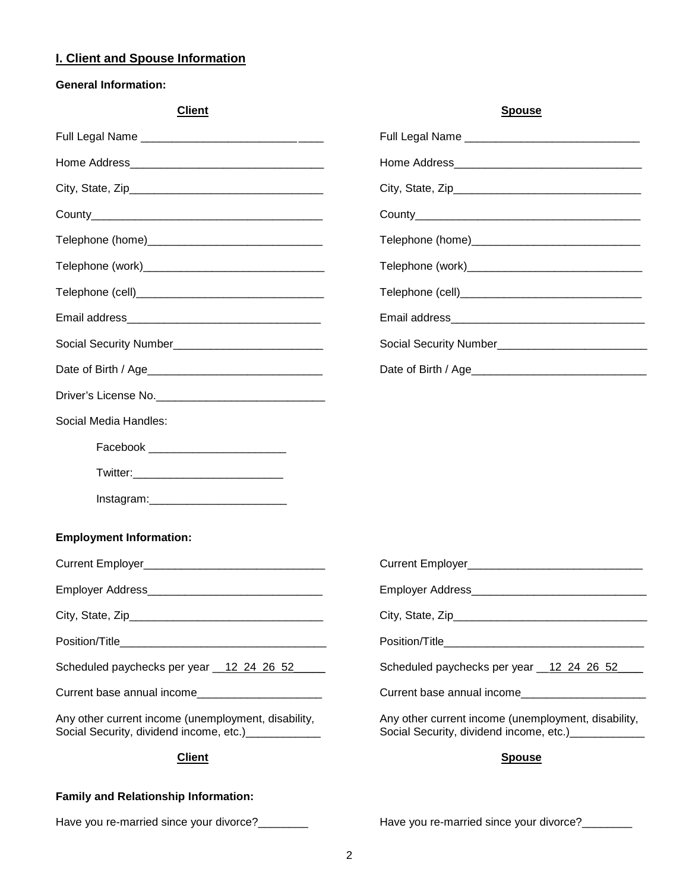## I. Client and Spouse Information

**General Information:**

**Client**

Full Legal Name _____________________________

Home Address_______________________________

City, State, Zip_______________________________

County_____________________________________

Telephone (home)____________________________

Telephone (work)_____________________________

Telephone (cell)______________________________

Email address_______________________________

Social Security Number________________________

Date of Birth / Age____________________________

Driver's License No.___________________________

Social Media Handles:

- Facebook ______________________
- Twitter:________________________
- Instagram:______________________

**Spouse**

Full Legal Name ____________________________

Home Address______________________________

City, State, Zip______________________________

County____________________________________

Telephone (home)___________________________

Telephone (work)____________________________

Telephone (cell)_____________________________

Email address_______________________________

Social Security Number________________________

Date of Birth / Age____________________________

**Employment Information:**

**Client**

Current Employer_____________________________

Employer Address____________________________

City, State, Zip_______________________________

Position/Title_________________________________

Scheduled paychecks per year __12 24 26 52_____

Current base annual income____________________

Any other current income (unemployment, disability, Social Security, dividend income, etc.)____________

**Spouse**

Current Employer____________________________

Employer Address____________________________

City, State, Zip_______________________________

Position/Title________________________________

Scheduled paychecks per year __12 24 26 52____

Current base annual income____________________

Any other current income (unemployment, disability, Social Security, dividend income, etc.)____________

**Family and Relationship Information:**

**Client**

Have you re-married since your divorce?________

**Spouse**

Have you re-married since your divorce?________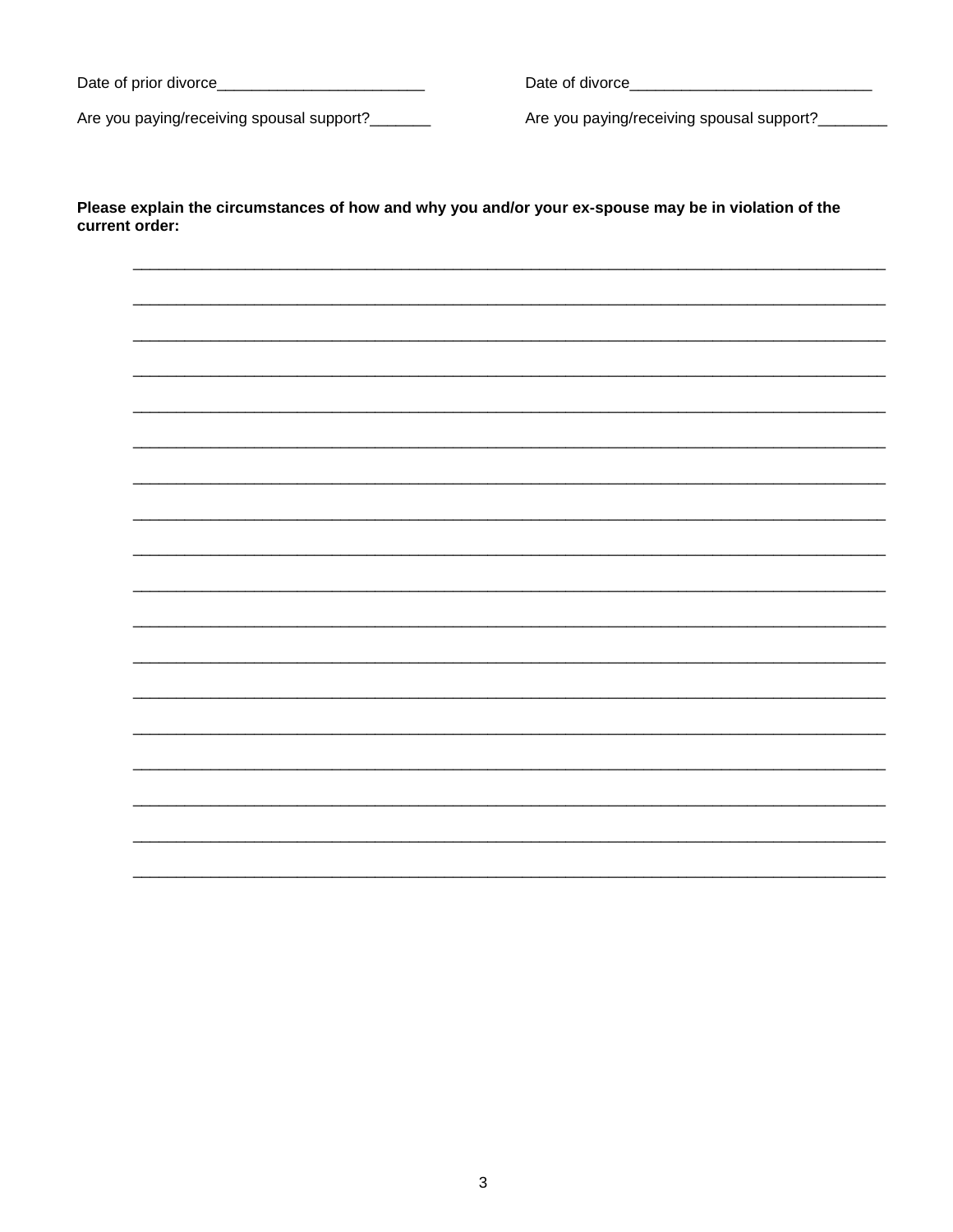Date of prior divorce________________________

Are you paying/receiving spousal support?_______

Date of divorce____________________________

Are you paying/receiving spousal support?________

**Please explain the circumstances of how and why you and/or your ex-spouse may be in violation of the current order:**

______________________________________________________________________________

______________________________________________________________________________

______________________________________________________________________________

______________________________________________________________________________

______________________________________________________________________________

______________________________________________________________________________

______________________________________________________________________________

______________________________________________________________________________

______________________________________________________________________________

______________________________________________________________________________

______________________________________________________________________________

______________________________________________________________________________

______________________________________________________________________________

______________________________________________________________________________

______________________________________________________________________________

______________________________________________________________________________

______________________________________________________________________________

______________________________________________________________________________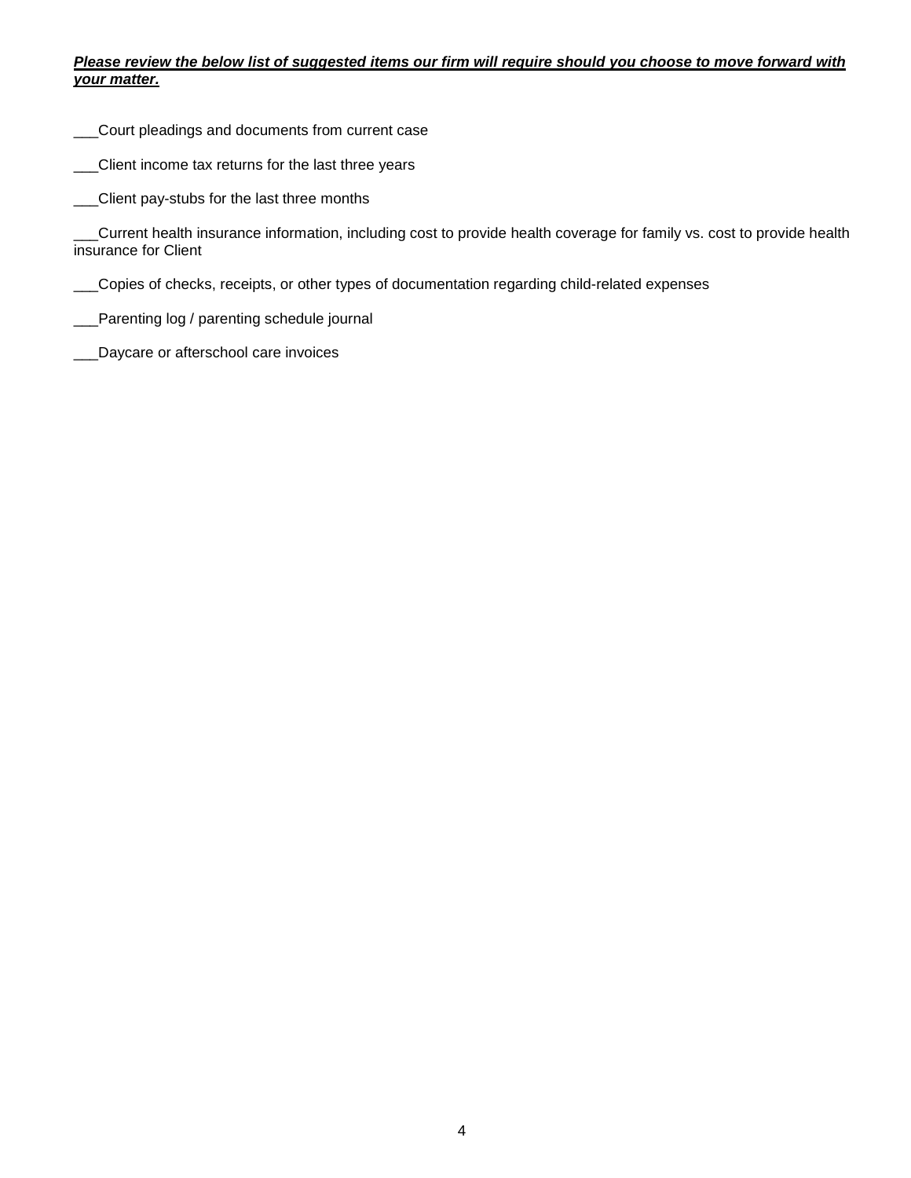***<u>Please review the below list of suggested items our firm will require should you choose to move forward with your matter.</u>***

___Court pleadings and documents from current case

___Client income tax returns for the last three years

___Client pay-stubs for the last three months

___Current health insurance information, including cost to provide health coverage for family vs. cost to provide health insurance for Client

___Copies of checks, receipts, or other types of documentation regarding child-related expenses

___Parenting log / parenting schedule journal

___Daycare or afterschool care invoices